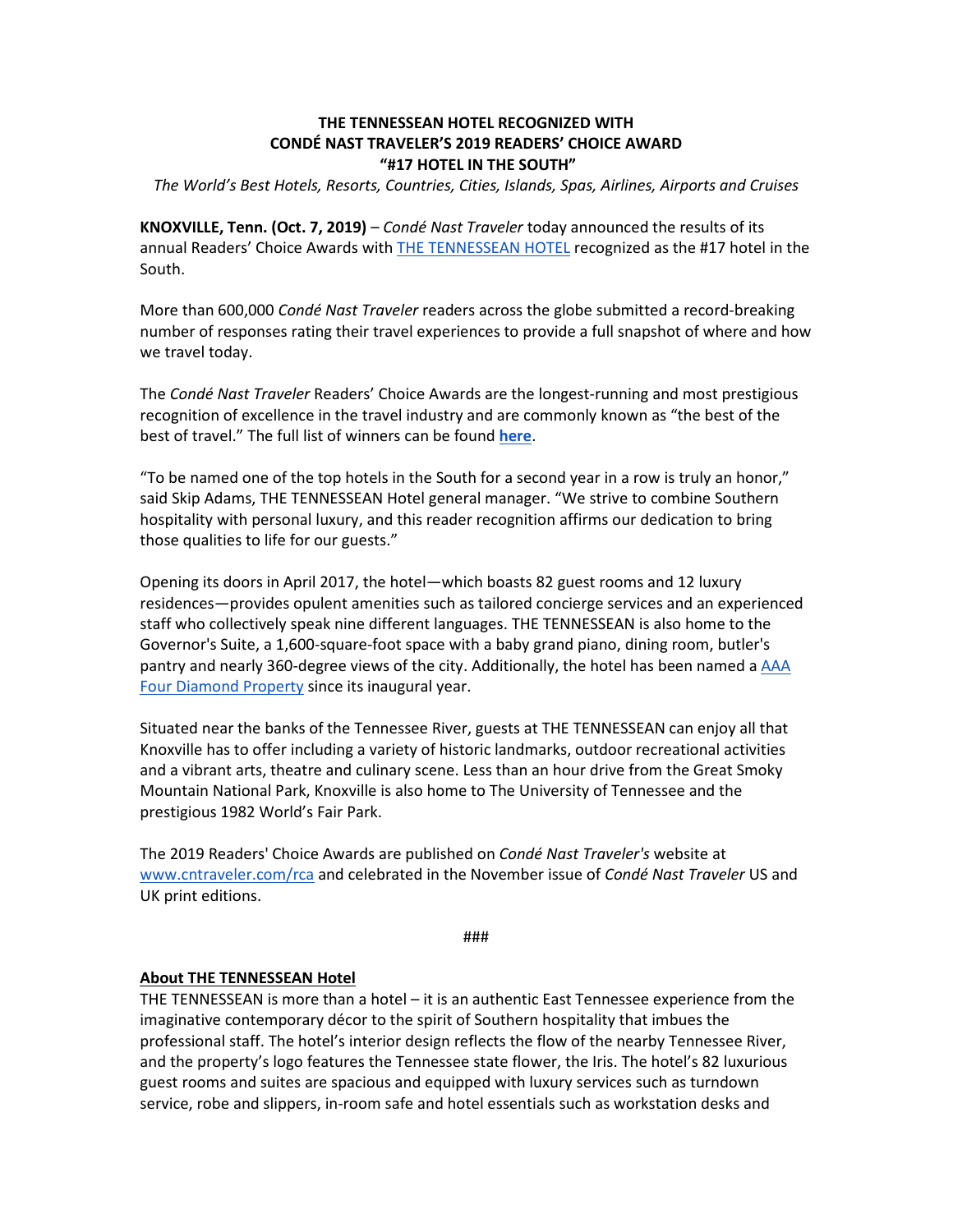# THE TENNESSEAN HOTEL RECOGNIZED WITH CONDÉ NAST TRAVELER'S 2019 READERS' CHOICE AWARD "#17 HOTEL IN THE SOUTH"

*The World's Best Hotels, Resorts, Countries, Cities, Islands, Spas, Airlines, Airports and Cruises*

**KNOXVILLE, Tenn. (Oct. 7, 2019)** – *Condé Nast Traveler* today announced the results of its annual Readers' Choice Awards with THE TENNESSEAN HOTEL recognized as the #17 hotel in the South.

More than 600,000 *Condé Nast Traveler* readers across the globe submitted a record-breaking number of responses rating their travel experiences to provide a full snapshot of where and how we travel today.

The *Condé Nast Traveler* Readers' Choice Awards are the longest-running and most prestigious recognition of excellence in the travel industry and are commonly known as "the best of the best of travel." The full list of winners can be found **here**.

"To be named one of the top hotels in the South for a second year in a row is truly an honor," said Skip Adams, THE TENNESSEAN Hotel general manager. "We strive to combine Southern hospitality with personal luxury, and this reader recognition affirms our dedication to bring those qualities to life for our guests."

Opening its doors in April 2017, the hotel—which boasts 82 guest rooms and 12 luxury residences—provides opulent amenities such as tailored concierge services and an experienced staff who collectively speak nine different languages. THE TENNESSEAN is also home to the Governor's Suite, a 1,600-square-foot space with a baby grand piano, dining room, butler's pantry and nearly 360-degree views of the city. Additionally, the hotel has been named a AAA Four Diamond Property since its inaugural year.

Situated near the banks of the Tennessee River, guests at THE TENNESSEAN can enjoy all that Knoxville has to offer including a variety of historic landmarks, outdoor recreational activities and a vibrant arts, theatre and culinary scene. Less than an hour drive from the Great Smoky Mountain National Park, Knoxville is also home to The University of Tennessee and the prestigious 1982 World's Fair Park.

The 2019 Readers' Choice Awards are published on *Condé Nast Traveler's* website at www.cntraveler.com/rca and celebrated in the November issue of *Condé Nast Traveler* US and UK print editions.

###

**About THE TENNESSEAN Hotel**

THE TENNESSEAN is more than a hotel – it is an authentic East Tennessee experience from the imaginative contemporary décor to the spirit of Southern hospitality that imbues the professional staff. The hotel's interior design reflects the flow of the nearby Tennessee River, and the property's logo features the Tennessee state flower, the Iris. The hotel's 82 luxurious guest rooms and suites are spacious and equipped with luxury services such as turndown service, robe and slippers, in-room safe and hotel essentials such as workstation desks and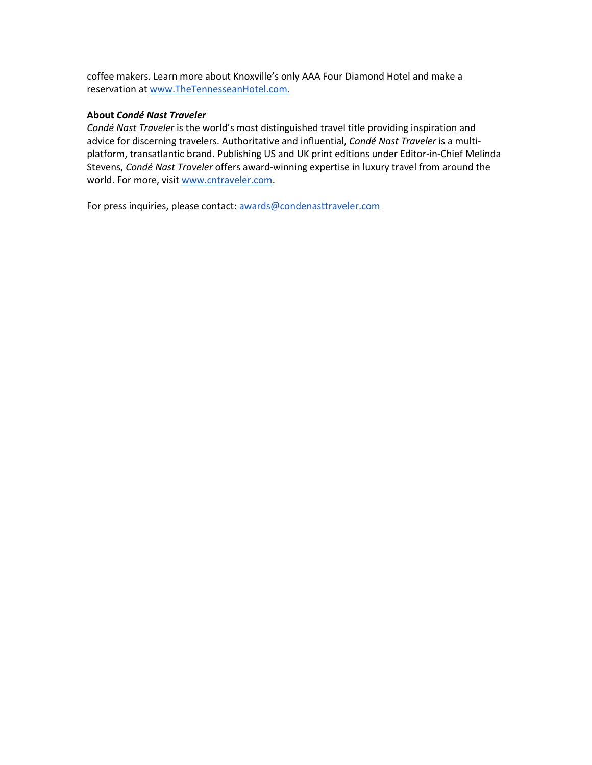coffee makers. Learn more about Knoxville's only AAA Four Diamond Hotel and make a reservation at [www.TheTennesseanHotel.com.](http://www.TheTennesseanHotel.com)

**About *Condé Nast Traveler***

*Condé Nast Traveler* is the world's most distinguished travel title providing inspiration and advice for discerning travelers. Authoritative and influential, *Condé Nast Traveler* is a multi-platform, transatlantic brand. Publishing US and UK print editions under Editor-in-Chief Melinda Stevens, *Condé Nast Traveler* offers award-winning expertise in luxury travel from around the world. For more, visit [www.cntraveler.com](http://www.cntraveler.com).

For press inquiries, please contact: [awards@condenasttraveler.com](mailto:awards@condenasttraveler.com)